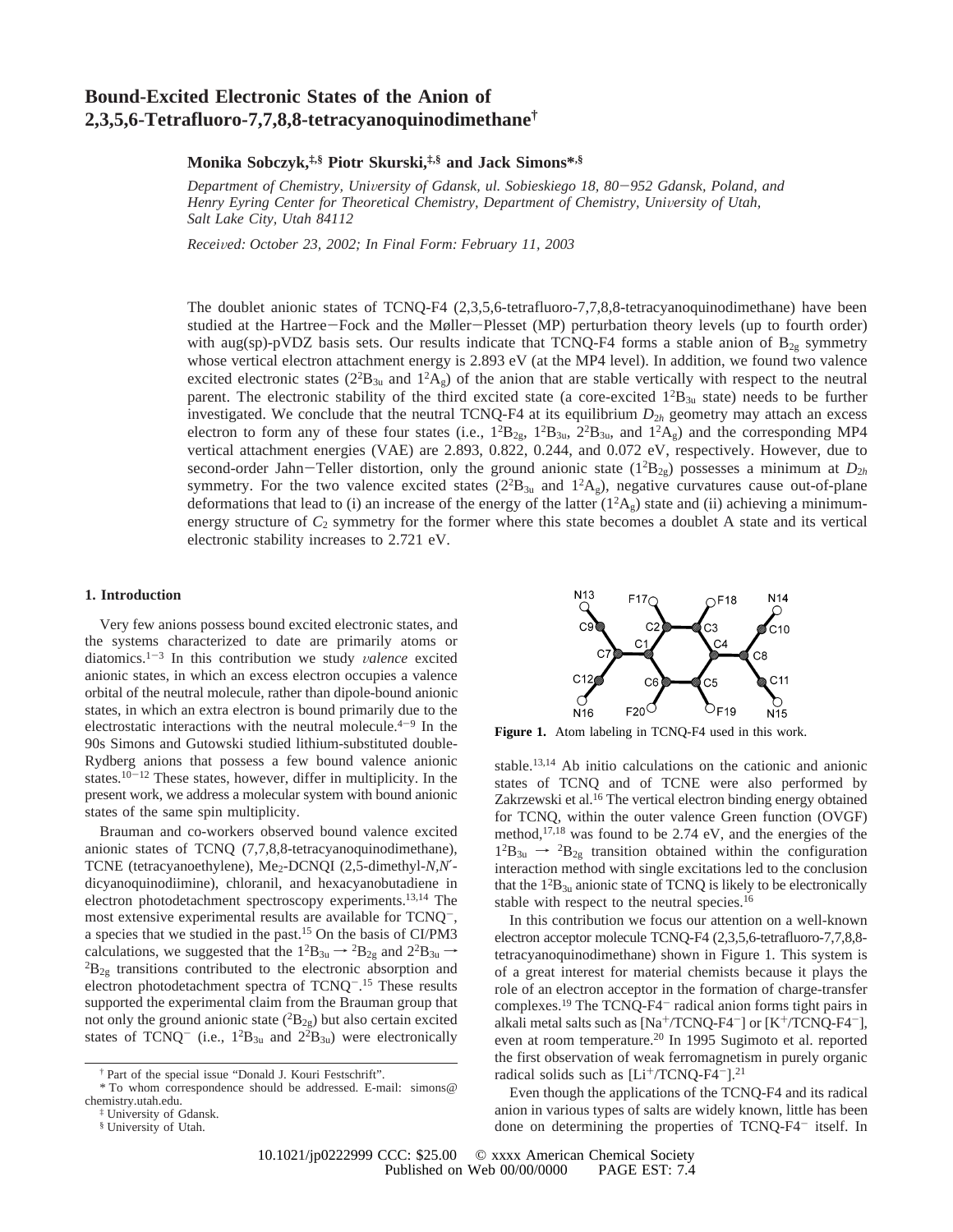# Bound-Excited Electronic States of the Anion of 2,3,5,6-Tetrafluoro-7,7,8,8-tetracyanoquinodimethane[†]

**Monika Sobczyk,[‡,§] Piotr Skurski,[‡,§] and Jack Simons*[,§]**

*Department of Chemistry, University of Gdansk, ul. Sobieskiego 18, 80-952 Gdansk, Poland, and Henry Eyring Center for Theoretical Chemistry, Department of Chemistry, University of Utah, Salt Lake City, Utah 84112*

*Received: October 23, 2002; In Final Form: February 11, 2003*

The doublet anionic states of TCNQ-F4 (2,3,5,6-tetrafluoro-7,7,8,8-tetracyanoquinodimethane) have been studied at the Hartree–Fock and the Møller–Plesset (MP) perturbation theory levels (up to fourth order) with aug(sp)-pVDZ basis sets. Our results indicate that TCNQ-F4 forms a stable anion of $B_{2g}$ symmetry whose vertical electron attachment energy is 2.893 eV (at the MP4 level). In addition, we found two valence excited electronic states ($2^2B_{3u}$ and $1^2A_g$) of the anion that are stable vertically with respect to the neutral parent. The electronic stability of the third excited state (a core-excited $1^2B_{3u}$ state) needs to be further investigated. We conclude that the neutral TCNQ-F4 at its equilibrium $D_{2h}$ geometry may attach an excess electron to form any of these four states (i.e., $1^2B_{2g}$, $1^2B_{3u}$, $2^2B_{3u}$, and $1^2A_g$) and the corresponding MP4 vertical attachment energies (VAE) are 2.893, 0.822, 0.244, and 0.072 eV, respectively. However, due to second-order Jahn–Teller distortion, only the ground anionic state ($1^2B_{2g}$) possesses a minimum at $D_{2h}$ symmetry. For the two valence excited states ($2^2B_{3u}$ and $1^2A_g$), negative curvatures cause out-of-plane deformations that lead to (i) an increase of the energy of the latter ($1^2A_g$) state and (ii) achieving a minimum-energy structure of $C_2$ symmetry for the former where this state becomes a doublet A state and its vertical electronic stability increases to 2.721 eV.

## 1. Introduction

Very few anions possess bound excited electronic states, and the systems characterized to date are primarily atoms or diatomics.[1-3] In this contribution we study *valence* excited anionic states, in which an excess electron occupies a valence orbital of the neutral molecule, rather than dipole-bound anionic states, in which an extra electron is bound primarily due to the electrostatic interactions with the neutral molecule.[4-9] In the 90s Simons and Gutowski studied lithium-substituted double-Rydberg anions that possess a few bound valence anionic states.[10-12] These states, however, differ in multiplicity. In the present work, we address a molecular system with bound anionic states of the same spin multiplicity.

Brauman and co-workers observed bound valence excited anionic states of TCNQ (7,7,8,8-tetracyanoquinodimethane), TCNE (tetracyanoethylene), $Me_2$-DCNQI (2,5-dimethyl-*N,N'*-dicyanoquinodiimine), chloranil, and hexacyanobutadiene in electron photodetachment spectroscopy experiments.[13,14] The most extensive experimental results are available for $TCNQ^-$, a species that we studied in the past.[15] On the basis of CI/PM3 calculations, we suggested that the $1^2B_{3u} \rightarrow {}^2B_{2g}$ and $2^2B_{3u} \rightarrow {}^2B_{2g}$ transitions contributed to the electronic absorption and electron photodetachment spectra of $TCNQ^-$.[15] These results supported the experimental claim from the Brauman group that not only the ground anionic state (${}^2B_{2g}$) but also certain excited states of $TCNQ^-$ (i.e., $1^2B_{3u}$ and $2^2B_{3u}$) were electronically stable.[13,14] Ab initio calculations on the cationic and anionic states of TCNQ and of TCNE were also performed by Zakrzewski et al.[16] The vertical electron binding energy obtained for TCNQ, within the outer valence Green function (OVGF) method,[17,18] was found to be 2.74 eV, and the energies of the $1^2B_{3u} \rightarrow {}^2B_{2g}$ transition obtained within the configuration interaction method with single excitations led to the conclusion that the $1^2B_{3u}$ anionic state of TCNQ is likely to be electronically stable with respect to the neutral species.[16]

**Figure 1.** Atom labeling in TCNQ-F4 used in this work.

In this contribution we focus our attention on a well-known electron acceptor molecule TCNQ-F4 (2,3,5,6-tetrafluoro-7,7,8,8-tetracyanoquinodimethane) shown in Figure 1. This system is of a great interest for material chemists because it plays the role of an electron acceptor in the formation of charge-transfer complexes.[19] The TCNQ-F4$^-$ radical anion forms tight pairs in alkali metal salts such as [$Na^+$/TCNQ-F4$^-$] or [$K^+$/TCNQ-F4$^-$], even at room temperature.[20] In 1995 Sugimoto et al. reported the first observation of weak ferromagnetism in purely organic radical solids such as [$Li^+$/TCNQ-F4$^-$].[21]

Even though the applications of the TCNQ-F4 and its radical anion in various types of salts are widely known, little has been done on determining the properties of TCNQ-F4$^-$ itself. In

[†] Part of the special issue "Donald J. Kouri Festschrift".

* To whom correspondence should be addressed. E-mail: simons@chemistry.utah.edu.

[‡] University of Gdansk.

[§] University of Utah.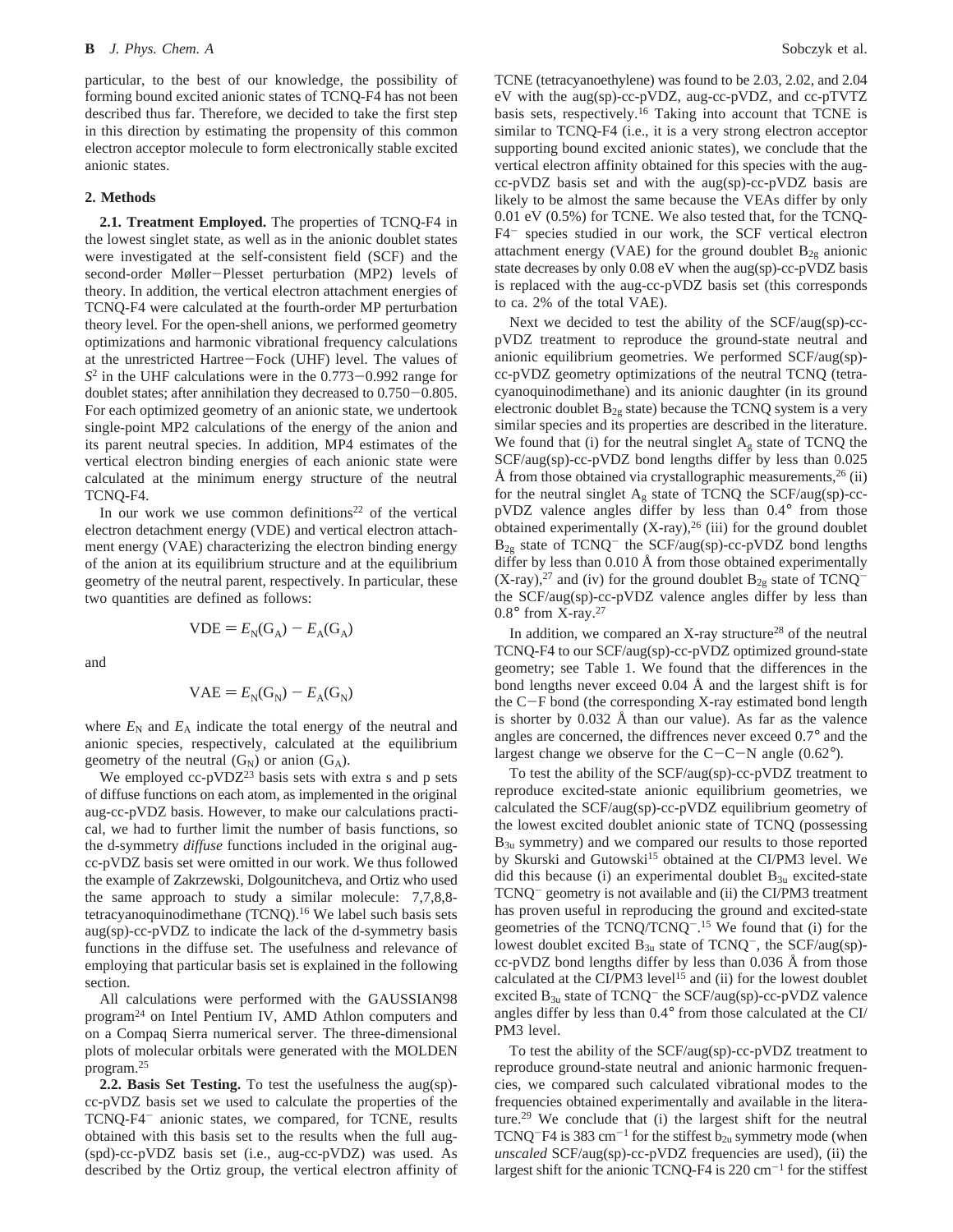particular, to the best of our knowledge, the possibility of forming bound excited anionic states of TCNQ-F4 has not been described thus far. Therefore, we decided to take the first step in this direction by estimating the propensity of this common electron acceptor molecule to form electronically stable excited anionic states.

## 2. Methods

**2.1. Treatment Employed.** The properties of TCNQ-F4 in the lowest singlet state, as well as in the anionic doublet states were investigated at the self-consistent field (SCF) and the second-order Møller–Plesset perturbation (MP2) levels of theory. In addition, the vertical electron attachment energies of TCNQ-F4 were calculated at the fourth-order MP perturbation theory level. For the open-shell anions, we performed geometry optimizations and harmonic vibrational frequency calculations at the unrestricted Hartree–Fock (UHF) level. The values of $S^2$ in the UHF calculations were in the 0.773–0.992 range for doublet states; after annihilation they decreased to 0.750–0.805. For each optimized geometry of an anionic state, we undertook single-point MP2 calculations of the energy of the anion and its parent neutral species. In addition, MP4 estimates of the vertical electron binding energies of each anionic state were calculated at the minimum energy structure of the neutral TCNQ-F4.

In our work we use common definitions[22] of the vertical electron detachment energy (VDE) and vertical electron attachment energy (VAE) characterizing the electron binding energy of the anion at its equilibrium structure and at the equilibrium geometry of the neutral parent, respectively. In particular, these two quantities are defined as follows:

$$\mathrm{VDE} = E_\mathrm{N}(\mathrm{G_A}) - E_\mathrm{A}(\mathrm{G_A})$$

and

$$\mathrm{VAE} = E_\mathrm{N}(\mathrm{G_N}) - E_\mathrm{A}(\mathrm{G_N})$$

where $E_\mathrm{N}$ and $E_\mathrm{A}$ indicate the total energy of the neutral and anionic species, respectively, calculated at the equilibrium geometry of the neutral ($\mathrm{G_N}$) or anion ($\mathrm{G_A}$).

We employed cc-pVDZ[23] basis sets with extra s and p sets of diffuse functions on each atom, as implemented in the original aug-cc-pVDZ basis. However, to make our calculations practical, we had to further limit the number of basis functions, so the d-symmetry *diffuse* functions included in the original aug-cc-pVDZ basis set were omitted in our work. We thus followed the example of Zakrzewski, Dolgounitcheva, and Ortiz who used the same approach to study a similar molecule: 7,7,8,8-tetracyanoquinodimethane (TCNQ).[16] We label such basis sets aug(sp)-cc-pVDZ to indicate the lack of the d-symmetry basis functions in the diffuse set. The usefulness and relevance of employing that particular basis set is explained in the following section.

All calculations were performed with the GAUSSIAN98 program[24] on Intel Pentium IV, AMD Athlon computers and on a Compaq Sierra numerical server. The three-dimensional plots of molecular orbitals were generated with the MOLDEN program.[25]

**2.2. Basis Set Testing.** To test the usefulness the aug(sp)-cc-pVDZ basis set we used to calculate the properties of the TCNQ-F4$^-$ anionic states, we compared, for TCNE, results obtained with this basis set to the results when the full aug(spd)-cc-pVDZ basis set (i.e., aug-cc-pVDZ) was used. As described by the Ortiz group, the vertical electron affinity of TCNE (tetracyanoethylene) was found to be 2.03, 2.02, and 2.04 eV with the aug(sp)-cc-pVDZ, aug-cc-pVDZ, and cc-pTVTZ basis sets, respectively.[16] Taking into account that TCNE is similar to TCNQ-F4 (i.e., it is a very strong electron acceptor supporting bound excited anionic states), we conclude that the vertical electron affinity obtained for this species with the aug-cc-pVDZ basis set and with the aug(sp)-cc-pVDZ basis are likely to be almost the same because the VEAs differ by only 0.01 eV (0.5%) for TCNE. We also tested that, for the TCNQ-F4$^-$ species studied in our work, the SCF vertical electron attachment energy (VAE) for the ground doublet $B_{2g}$ anionic state decreases by only 0.08 eV when the aug(sp)-cc-pVDZ basis is replaced with the aug-cc-pVDZ basis set (this corresponds to ca. 2% of the total VAE).

Next we decided to test the ability of the SCF/aug(sp)-cc-pVDZ treatment to reproduce the ground-state neutral and anionic equilibrium geometries. We performed SCF/aug(sp)-cc-pVDZ geometry optimizations of the neutral TCNQ (tetracyanoquinodimethane) and its anionic daughter (in its ground electronic doublet $B_{2g}$ state) because the TCNQ system is a very similar species and its properties are described in the literature. We found that (i) for the neutral singlet $A_g$ state of TCNQ the SCF/aug(sp)-cc-pVDZ bond lengths differ by less than 0.025 Å from those obtained via crystallographic measurements,[26] (ii) for the neutral singlet $A_g$ state of TCNQ the SCF/aug(sp)-cc-pVDZ valence angles differ by less than 0.4° from those obtained experimentally (X-ray),[26] (iii) for the ground doublet $B_{2g}$ state of TCNQ$^-$ the SCF/aug(sp)-cc-pVDZ bond lengths differ by less than 0.010 Å from those obtained experimentally (X-ray),[27] and (iv) for the ground doublet $B_{2g}$ state of TCNQ$^-$ the SCF/aug(sp)-cc-pVDZ valence angles differ by less than 0.8° from X-ray.[27]

In addition, we compared an X-ray structure[28] of the neutral TCNQ-F4 to our SCF/aug(sp)-cc-pVDZ optimized ground-state geometry; see Table 1. We found that the differences in the bond lengths never exceed 0.04 Å and the largest shift is for the C–F bond (the corresponding X-ray estimated bond length is shorter by 0.032 Å than our value). As far as the valence angles are concerned, the diffrences never exceed 0.7° and the largest change we observe for the C–C–N angle (0.62°).

To test the ability of the SCF/aug(sp)-cc-pVDZ treatment to reproduce excited-state anionic equilibrium geometries, we calculated the SCF/aug(sp)-cc-pVDZ equilibrium geometry of the lowest excited doublet anionic state of TCNQ (possessing $B_{3u}$ symmetry) and we compared our results to those reported by Skurski and Gutowski[15] obtained at the CI/PM3 level. We did this because (i) an experimental doublet $B_{3u}$ excited-state TCNQ$^-$ geometry is not available and (ii) the CI/PM3 treatment has proven useful in reproducing the ground and excited-state geometries of the TCNQ/TCNQ$^-$.[15] We found that (i) for the lowest doublet excited $B_{3u}$ state of TCNQ$^-$, the SCF/aug(sp)-cc-pVDZ bond lengths differ by less than 0.036 Å from those calculated at the CI/PM3 level[15] and (ii) for the lowest doublet excited $B_{3u}$ state of TCNQ$^-$ the SCF/aug(sp)-cc-pVDZ valence angles differ by less than 0.4° from those calculated at the CI/PM3 level.

To test the ability of the SCF/aug(sp)-cc-pVDZ treatment to reproduce ground-state neutral and anionic harmonic frequencies, we compared such calculated vibrational modes to the frequencies obtained experimentally and available in the literature.[29] We conclude that (i) the largest shift for the neutral TCNQ$^-$F4 is 383 cm$^{-1}$ for the stiffest $b_{2u}$ symmetry mode (when *unscaled* SCF/aug(sp)-cc-pVDZ frequencies are used), (ii) the largest shift for the anionic TCNQ-F4 is 220 cm$^{-1}$ for the stiffest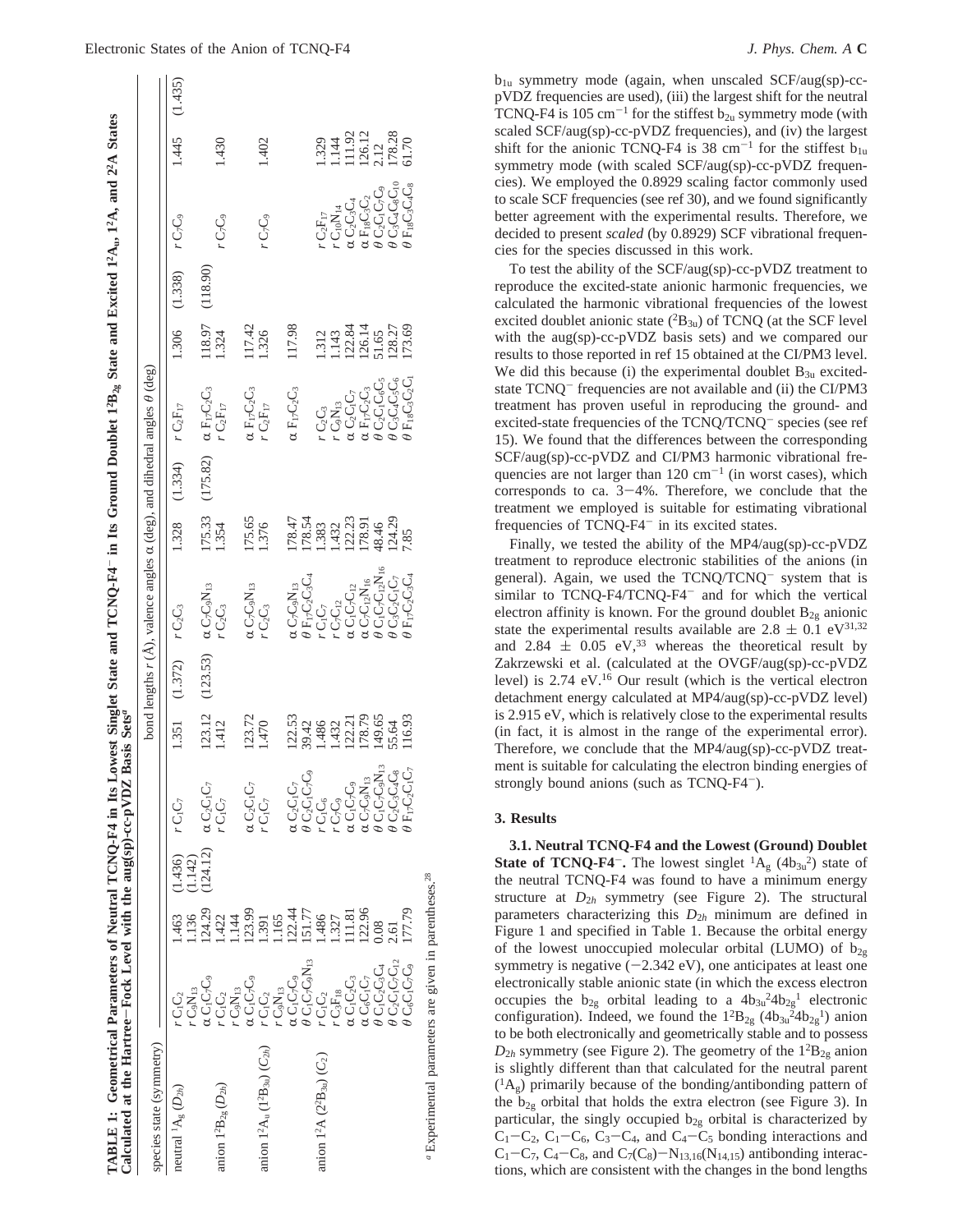**TABLE 1: Geometrical Parameters of Neutral TCNQ-F4 in Its Lowest Singlet State and TCNQ-F4⁻ in Its Ground Doublet $1^2B_{2g}$ State and Excited $1^2A_u$, $1^2A$, and $2^2A$ States Calculated at the Hartree–Fock Level with the aug(sp)-cc-pVDZ Basis Sets[a]**

| species state (symmetry) | bond lengths $r$ (Å), valence angles α (deg), and dihedral angles θ (deg) | | | | | | | | | |
|---|---|---|---|---|---|---|---|---|---|---|
| neutral $^1A_g$ ($D_{2h}$) | r C1C2 | 1.463 (1.436) | r C1C7 | 1.351 (1.372) | r C2C3 | 1.328 (1.334) | r C2F17 | 1.306 (1.338) | r C7C9 | 1.445 (1.435) |
| | r C9N13 | 1.136 (1.142) | | | | | | | | |
| | α C1C7C9 | 124.29 (124.12) | α C2C1C7 | 123.12 (123.53) | α C7C9N13 | 175.33 (175.82) | α F17C2C3 | 118.97 (118.90) | | |
| anion $1^2B_{2g}$ ($D_{2h}$) | r C1C2 | 1.422 | r C1C7 | 1.412 | r C2C3 | 1.354 | r C2F17 | 1.324 | r C7C9 | 1.430 |
| | r C9N13 | 1.144 | | | | | | | | |
| | α C1C7C9 | 123.99 | α C2C1C7 | 123.72 | α C7C9N13 | 175.65 | α F17C2C3 | 117.42 | | |
| anion $1^2A_u$ ($1^2B_{3u}$) ($C_{2h}$) | r C1C2 | 1.391 | r C1C7 | 1.470 | r C2C3 | 1.376 | r C2F17 | 1.326 | r C7C9 | 1.402 |
| | r C9N13 | 1.165 | | | | | | | | |
| | α C1C7C9 | 122.44 | α C2C1C7 | 122.53 | α C7C9N13 | 178.47 | α F17C2C3 | 117.98 | | |
| | θ C1C7C9N13 | 151.77 | θ C2C1C7C9 | 39.42 | θ F17C2C3C4 | 178.54 | | | | |
| anion $1^2A$ ($2^2B_{3u}$) ($C_2$) | r C1C2 | 1.486 | r C1C6 | 1.486 | r C1C7 | 1.383 | r C2C3 | 1.312 | r C2F17 | 1.329 |
| | r C3F18 | 1.327 | r C7C9 | 1.432 | r C7C12 | 1.432 | r C9N13 | 1.143 | r C10N14 | 1.144 |
| | α C1C2C3 | 111.81 | α C1C7C9 | 122.21 | α C1C7C12 | 122.23 | α C2C1C7 | 122.84 | α C2C3C4 | 111.92 |
| | α C6C1C7 | 122.96 | α C7C9N13 | 178.79 | α C7C12N16 | 178.91 | α F17C2C3 | 126.14 | α F18C3C2 | 126.12 |
| | θ C2C3C4C5 | 0.08 | θ C1C7C9N13 | 149.65 | θ C1C7C12N16 | 48.46 | θ C2C1C6C5 | 51.65 | θ C2C1C7C9 | 2.12 |
| | θ C2C1C7C12 | 2.61 | θ C2C3C4C8 | 55.64 | θ C3C2C1C7 | 124.29 | θ C3C4C5C6 | 128.27 | θ C3C4C8C10 | 178.28 |
| | θ C6C1C7C9 | 177.79 | θ F17C2C1C7 | 116.93 | θ F17C2C3C4 | 7.85 | θ F18C3C2C1 | 173.69 | θ F18C3C4C8 | 61.70 |

[a] Experimental parameters are given in parentheses.[28]

$b_{1u}$ symmetry mode (again, when unscaled SCF/aug(sp)-cc-pVDZ frequencies are used), (iii) the largest shift for the neutral TCNQ-F4 is 105 cm⁻¹ for the stiffest $b_{2u}$ symmetry mode (with scaled SCF/aug(sp)-cc-pVDZ frequencies), and (iv) the largest shift for the anionic TCNQ-F4 is 38 cm⁻¹ for the stiffest $b_{1u}$ symmetry mode (with scaled SCF/aug(sp)-cc-pVDZ frequencies). We employed the 0.8929 scaling factor commonly used to scale SCF frequencies (see ref 30), and we found significantly better agreement with the experimental results. Therefore, we decided to present *scaled* (by 0.8929) SCF vibrational frequencies for the species discussed in this work.

To test the ability of the SCF/aug(sp)-cc-pVDZ treatment to reproduce the excited-state anionic harmonic frequencies, we calculated the harmonic vibrational frequencies of the lowest excited doublet anionic state ($^2B_{3u}$) of TCNQ (at the SCF level with the aug(sp)-cc-pVDZ basis sets) and we compared our results to those reported in ref 15 obtained at the CI/PM3 level. We did this because (i) the experimental doublet $B_{3u}$ excited-state TCNQ⁻ frequencies are not available and (ii) the CI/PM3 treatment has proven useful in reproducing the ground- and excited-state frequencies of the TCNQ/TCNQ⁻ species (see ref 15). We found that the differences between the corresponding SCF/aug(sp)-cc-pVDZ and CI/PM3 harmonic vibrational frequencies are not larger than 120 cm⁻¹ (in worst cases), which corresponds to ca. 3–4%. Therefore, we conclude that the treatment we employed is suitable for estimating vibrational frequencies of TCNQ-F4⁻ in its excited states.

Finally, we tested the ability of the MP4/aug(sp)-cc-pVDZ treatment to reproduce electronic stabilities of the anions (in general). Again, we used the TCNQ/TCNQ⁻ system that is similar to TCNQ-F4/TCNQ-F4⁻ and for which the vertical electron affinity is known. For the ground doublet $B_{2g}$ anionic state the experimental results available are 2.8 ± 0.1 eV[31,32] and 2.84 ± 0.05 eV,[33] whereas the theoretical result by Zakrzewski et al. (calculated at the OVGF/aug(sp)-cc-pVDZ level) is 2.74 eV.[16] Our result (which is the vertical electron detachment energy calculated at MP4/aug(sp)-cc-pVDZ level) is 2.915 eV, which is relatively close to the experimental results (in fact, it is almost in the range of the experimental error). Therefore, we conclude that the MP4/aug(sp)-cc-pVDZ treatment is suitable for calculating the electron binding energies of strongly bound anions (such as TCNQ-F4⁻).

## 3. Results

**3.1. Neutral TCNQ-F4 and the Lowest (Ground) Doublet State of TCNQ-F4⁻.** The lowest singlet $^1A_g$ ($4b_{3u}^2$) state of the neutral TCNQ-F4 was found to have a minimum energy structure at $D_{2h}$ symmetry (see Figure 2). The structural parameters characterizing this $D_{2h}$ minimum are defined in Figure 1 and specified in Table 1. Because the orbital energy of the lowest unoccupied molecular orbital (LUMO) of $b_{2g}$ symmetry is negative (−2.342 eV), one anticipates at least one electronically stable anionic state (in which the excess electron occupies the $b_{2g}$ orbital leading to a $4b_{3u}^2 4b_{2g}^1$ electronic configuration). Indeed, we found the $1^2B_{2g}$ ($4b_{3u}^2 4b_{2g}^1$) anion to be both electronically and geometrically stable and to possess $D_{2h}$ symmetry (see Figure 2). The geometry of the $1^2B_{2g}$ anion is slightly different than that calculated for the neutral parent ($^1A_g$) primarily because of the bonding/antibonding pattern of the $b_{2g}$ orbital that holds the extra electron (see Figure 3). In particular, the singly occupied $b_{2g}$ orbital is characterized by $C_1$–$C_2$, $C_1$–$C_6$, $C_3$–$C_4$, and $C_4$–$C_5$ bonding interactions and $C_1$–$C_7$, $C_4$–$C_8$, and $C_7(C_8)$–$N_{13,16}(N_{14,15})$ antibonding interactions, which are consistent with the changes in the bond lengths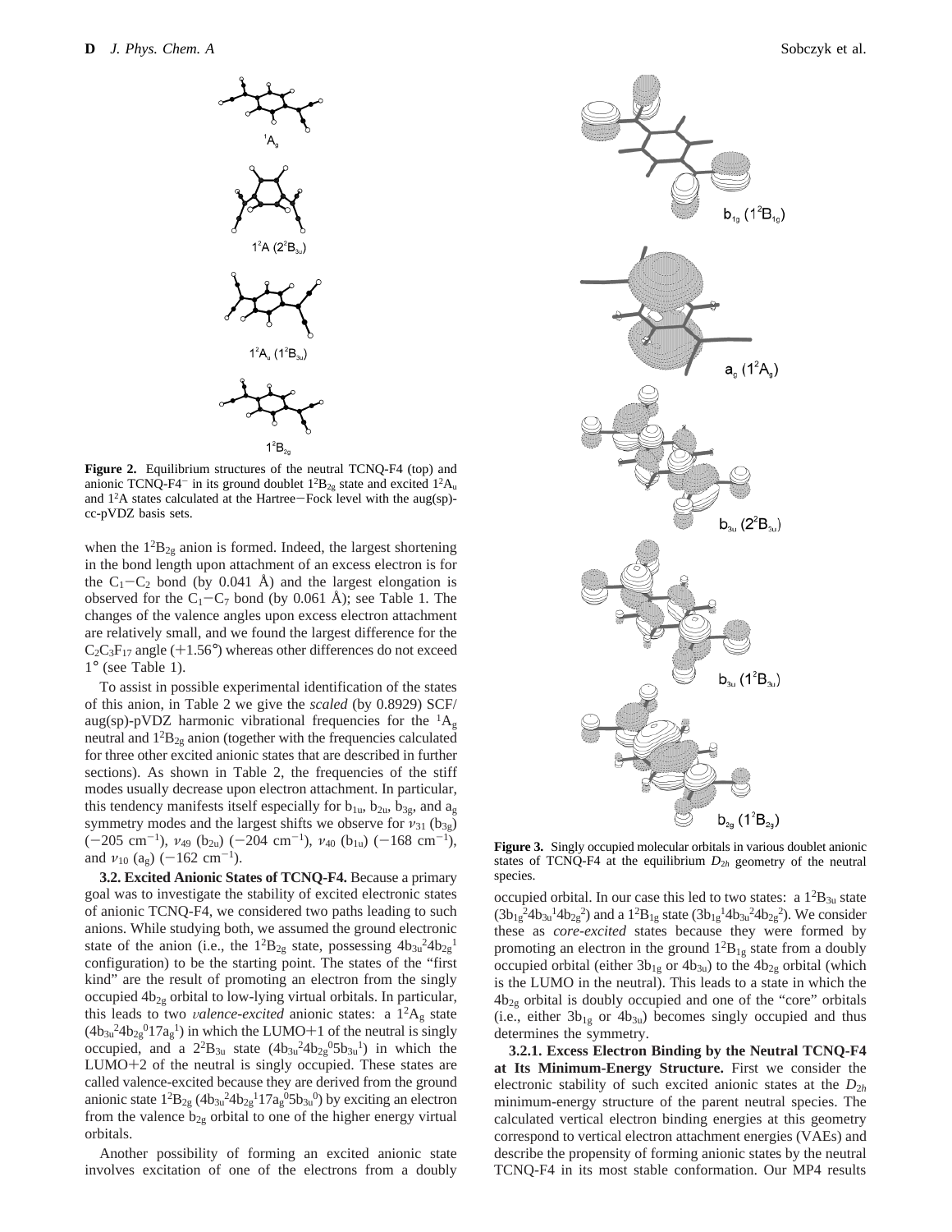**Figure 2.** Equilibrium structures of the neutral TCNQ-F4 (top) and anionic TCNQ-F4$^-$ in its ground doublet $1^2B_{2g}$ state and excited $1^2A_u$ and $1^2A$ states calculated at the Hartree–Fock level with the aug(sp)-cc-pVDZ basis sets.

when the $1^2B_{2g}$ anion is formed. Indeed, the largest shortening in the bond length upon attachment of an excess electron is for the $C_1$–$C_2$ bond (by 0.041 Å) and the largest elongation is observed for the $C_1$–$C_7$ bond (by 0.061 Å); see Table 1. The changes of the valence angles upon excess electron attachment are relatively small, and we found the largest difference for the $C_2C_3F_{17}$ angle (+1.56°) whereas other differences do not exceed 1° (see Table 1).

To assist in possible experimental identification of the states of this anion, in Table 2 we give the *scaled* (by 0.8929) SCF/aug(sp)-pVDZ harmonic vibrational frequencies for the $^1A_g$ neutral and $1^2B_{2g}$ anion (together with the frequencies calculated for three other excited anionic states that are described in further sections). As shown in Table 2, the frequencies of the stiff modes usually decrease upon electron attachment. In particular, this tendency manifests itself especially for $b_{1u}$, $b_{2u}$, $b_{3g}$, and $a_g$ symmetry modes and the largest shifts we observe for $\nu_{31}$ ($b_{3g}$) (−205 cm$^{-1}$), $\nu_{49}$ ($b_{2u}$) (−204 cm$^{-1}$), $\nu_{40}$ ($b_{1u}$) (−168 cm$^{-1}$), and $\nu_{10}$ ($a_g$) (−162 cm$^{-1}$).

**3.2. Excited Anionic States of TCNQ-F4.** Because a primary goal was to investigate the stability of excited electronic states of anionic TCNQ-F4, we considered two paths leading to such anions. While studying both, we assumed the ground electronic state of the anion (i.e., the $1^2B_{2g}$ state, possessing $4b_{3u}{}^2 4b_{2g}{}^1$ configuration) to be the starting point. The states of the "first kind" are the result of promoting an electron from the singly occupied $4b_{2g}$ orbital to low-lying virtual orbitals. In particular, this leads to two *valence-excited* anionic states: a $1^2A_g$ state ($4b_{3u}{}^2 4b_{2g}{}^0 17a_g{}^1$) in which the LUMO+1 of the neutral is singly occupied, and a $2^2B_{3u}$ state ($4b_{3u}{}^2 4b_{2g}{}^0 5b_{3u}{}^1$) in which the LUMO+2 of the neutral is singly occupied. These states are called valence-excited because they are derived from the ground anionic state $1^2B_{2g}$ ($4b_{3u}{}^2 4b_{2g}{}^1 17a_g{}^0 5b_{3u}{}^0$) by exciting an electron from the valence $b_{2g}$ orbital to one of the higher energy virtual orbitals.

Another possibility of forming an excited anionic state involves excitation of one of the electrons from a doubly occupied orbital. In our case this led to two states: a $1^2B_{3u}$ state ($3b_{1g}{}^2 4b_{3u}{}^1 4b_{2g}{}^2$) and a $1^2B_{1g}$ state ($3b_{1g}{}^1 4b_{3u}{}^2 4b_{2g}{}^2$). We consider these as *core-excited* states because they were formed by promoting an electron in the ground $1^2B_{1g}$ state from a doubly occupied orbital (either $3b_{1g}$ or $4b_{3u}$) to the $4b_{2g}$ orbital (which is the LUMO in the neutral). This leads to a state in which the $4b_{2g}$ orbital is doubly occupied and one of the "core" orbitals (i.e., either $3b_{1g}$ or $4b_{3u}$) becomes singly occupied and thus determines the symmetry.

**Figure 3.** Singly occupied molecular orbitals in various doublet anionic states of TCNQ-F4 at the equilibrium $D_{2h}$ geometry of the neutral species.

**3.2.1. Excess Electron Binding by the Neutral TCNQ-F4 at Its Minimum-Energy Structure.** First we consider the electronic stability of such excited anionic states at the $D_{2h}$ minimum-energy structure of the parent neutral species. The calculated vertical electron binding energies at this geometry correspond to vertical electron attachment energies (VAEs) and describe the propensity of forming anionic states by the neutral TCNQ-F4 in its most stable conformation. Our MP4 results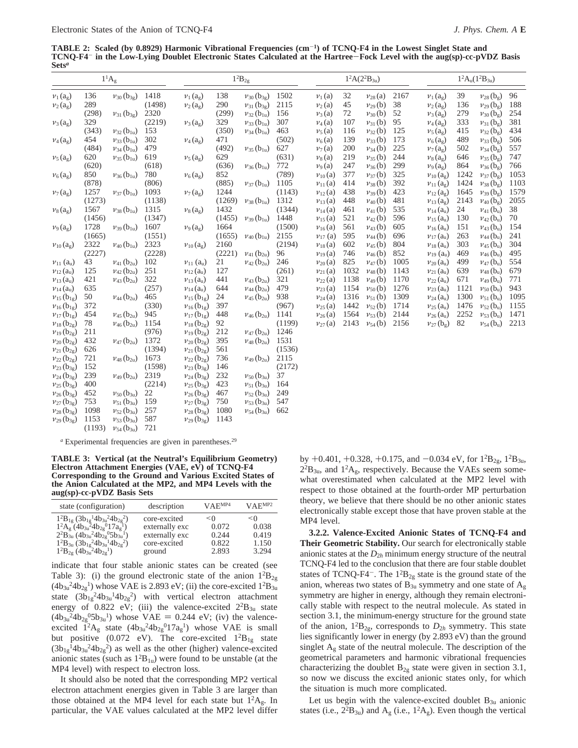**TABLE 2: Scaled (by 0.8929) Harmonic Vibrational Frequencies ($cm^{-1}$) of TCNQ-F4 in the Lowest Singlet State and $TCNQ\text{-}F4^-$ in the Low-Lying Doublet Electronic States Calculated at the Hartree−Fock Level with the aug(sp)-cc-pVDZ Basis Sets[a]**

| $1^1A_g$ | | | | $1^2B_{2g}$ | | | | $1^2A(2^2B_{3u})$ | | | | $1^2A_u(1^2B_{3u})$ | | | |
|---|---|---|---|---|---|---|---|---|---|---|---|---|---|---|---|
| $\nu_1(a_g)$ | 136 | $\nu_{30}(b_{3g})$ | 1418 (1498) | $\nu_1(a_g)$ | 138 | $\nu_{30}(b_{3g})$ | 1502 | $\nu_1(a)$ | 32 | $\nu_{28}(a)$ | 2167 | $\nu_1(a_g)$ | 39 | $\nu_{28}(b_g)$ | 96 |
| $\nu_2(a_g)$ | 289 (298) | $\nu_{31}(b_{3g})$ | 2320 (2219) | $\nu_2(a_g)$ | 290 (299) | $\nu_{31}(b_{3g})$ | 2115 | $\nu_2(a)$ | 45 | $\nu_{29}(b)$ | 38 | $\nu_2(a_g)$ | 136 | $\nu_{29}(b_g)$ | 188 |
| $\nu_3(a_g)$ | 329 (343) | $\nu_{32}(b_{1u})$ | 153 | $\nu_3(a_g)$ | 329 (350) | $\nu_{32}(b_{1u})$ | 156 | $\nu_3(a)$ | 72 | $\nu_{30}(b)$ | 52 | $\nu_3(a_g)$ | 279 | $\nu_{30}(b_g)$ | 254 |
| $\nu_4(a_g)$ | 454 (484) | $\nu_{33}(b_{1u})$ | 302 | $\nu_4(a_g)$ | 471 (492) | $\nu_{33}(b_{1u})$ | 307 | $\nu_4(a)$ | 107 | $\nu_{31}(b)$ | 95 | $\nu_4(a_g)$ | 333 | $\nu_{31}(b_g)$ | 381 |
| $\nu_5(a_g)$ | 620 (620) | $\nu_{34}(b_{1u})$ | 479 | $\nu_5(a_g)$ | 629 (636) | $\nu_{34}(b_{1u})$ | 463 (502) | $\nu_5(a)$ | 116 | $\nu_{32}(b)$ | 125 | $\nu_5(a_g)$ | 415 | $\nu_{32}(b_g)$ | 434 |
| $\nu_6(a_g)$ | 850 (878) | $\nu_{35}(b_{1u})$ | 619 (618) | $\nu_6(a_g)$ | 852 (885) | $\nu_{35}(b_{1u})$ | 627 (631) | $\nu_6(a)$ | 139 | $\nu_{33}(b)$ | 173 | $\nu_6(a_g)$ | 489 | $\nu_{33}(b_g)$ | 506 |
| $\nu_7(a_g)$ | 1257 (1273) | $\nu_{36}(b_{1u})$ | 780 (806) | $\nu_7(a_g)$ | 1244 (1269) | $\nu_{36}(b_{1u})$ | 772 (789) | $\nu_7(a)$ | 200 | $\nu_{34}(b)$ | 225 | $\nu_7(a_g)$ | 502 | $\nu_{34}(b_g)$ | 557 |
| $\nu_8(a_g)$ | 1567 (1456) | $\nu_{37}(b_{1u})$ | 1093 (1138) | $\nu_8(a_g)$ | 1432 (1455) | $\nu_{37}(b_{1u})$ | 1105 (1143) | $\nu_8(a)$ | 219 | $\nu_{35}(b)$ | 244 | $\nu_8(a_g)$ | 646 | $\nu_{35}(b_g)$ | 747 |
| $\nu_9(a_g)$ | 1728 (1665) | $\nu_{38}(b_{1u})$ | 1315 (1347) | $\nu_9(a_g)$ | 1664 (1655) | $\nu_{38}(b_{1u})$ | 1312 (1344) | $\nu_9(a)$ | 247 | $\nu_{36}(b)$ | 299 | $\nu_9(a_g)$ | 864 | $\nu_{36}(b_g)$ | 766 |
| $\nu_{10}(a_g)$ | 2322 (2227) | $\nu_{39}(b_{1u})$ | 1607 (1551) | $\nu_{10}(a_g)$ | 2160 (2221) | $\nu_{39}(b_{1u})$ | 1448 (1500) | $\nu_{10}(a)$ | 377 | $\nu_{37}(b)$ | 325 | $\nu_{10}(a_g)$ | 1242 | $\nu_{37}(b_g)$ | 1053 |
| $\nu_{11}(a_u)$ | 43 | $\nu_{40}(b_{1u})$ | 2323 (2228) | $\nu_{11}(a_u)$ | 21 | $\nu_{40}(b_{1u})$ | 2155 (2194) | $\nu_{11}(a)$ | 414 | $\nu_{38}(b)$ | 392 | $\nu_{11}(a_g)$ | 1424 | $\nu_{38}(b_g)$ | 1103 |
| $\nu_{12}(a_u)$ | 125 | $\nu_{41}(b_{2u})$ | 102 | $\nu_{12}(a_u)$ | 127 | $\nu_{41}(b_{2u})$ | 96 | $\nu_{12}(a)$ | 438 | $\nu_{39}(b)$ | 423 | $\nu_{12}(a_g)$ | 1645 | $\nu_{39}(b_g)$ | 1579 |
| $\nu_{13}(a_u)$ | 421 | $\nu_{42}(b_{2u})$ | 251 | $\nu_{13}(a_u)$ | 441 | $\nu_{42}(b_{2u})$ | 246 (261) | $\nu_{13}(a)$ | 448 | $\nu_{40}(b)$ | 481 | $\nu_{13}(a_g)$ | 2143 | $\nu_{40}(b_g)$ | 2055 |
| $\nu_{14}(a_u)$ | 635 | $\nu_{43}(b_{2u})$ | 322 (257) | $\nu_{14}(a_u)$ | 644 | $\nu_{43}(b_{2u})$ | 321 | $\nu_{14}(a)$ | 461 | $\nu_{41}(b)$ | 535 | $\nu_{14}(a_u)$ | 24 | $\nu_{41}(b_u)$ | 38 |
| $\nu_{15}(b_{1g})$ | 50 | $\nu_{44}(b_{2u})$ | 465 (330) | $\nu_{15}(b_{1g})$ | 24 | $\nu_{44}(b_{2u})$ | 479 | $\nu_{15}(a)$ | 521 | $\nu_{42}(b)$ | 596 | $\nu_{15}(a_u)$ | 130 | $\nu_{42}(b_u)$ | 70 |
| $\nu_{16}(b_{1g})$ | 372 | $\nu_{45}(b_{2u})$ | 945 | $\nu_{16}(b_{1g})$ | 397 | $\nu_{45}(b_{2u})$ | 938 (967) | $\nu_{16}(a)$ | 561 | $\nu_{43}(b)$ | 605 | $\nu_{16}(a_u)$ | 151 | $\nu_{43}(b_u)$ | 154 |
| $\nu_{17}(b_{1g})$ | 454 | $\nu_{46}(b_{2u})$ | 1154 (976) | $\nu_{17}(b_{1g})$ | 448 | $\nu_{46}(b_{2u})$ | 1141 (1199) | $\nu_{17}(a)$ | 595 | $\nu_{44}(b)$ | 696 | $\nu_{17}(a_u)$ | 263 | $\nu_{44}(b_u)$ | 241 |
| $\nu_{18}(b_{2g})$ | 78 | $\nu_{47}(b_{2u})$ | 1372 (1394) | $\nu_{18}(b_{2g})$ | 92 | $\nu_{47}(b_{2u})$ | 1246 | $\nu_{18}(a)$ | 602 | $\nu_{45}(b)$ | 804 | $\nu_{18}(a_u)$ | 303 | $\nu_{45}(b_u)$ | 304 |
| $\nu_{19}(b_{2g})$ | 211 | $\nu_{48}(b_{2u})$ | 1673 (1598) | $\nu_{19}(b_{2g})$ | 212 | $\nu_{48}(b_{2u})$ | 1531 (1536) | $\nu_{19}(a)$ | 746 | $\nu_{46}(b)$ | 852 | $\nu_{19}(a_u)$ | 469 | $\nu_{46}(b_u)$ | 495 |
| $\nu_{20}(b_{2g})$ | 432 | $\nu_{49}(b_{2u})$ | 2319 (2214) | $\nu_{20}(b_{2g})$ | 395 | $\nu_{49}(b_{2u})$ | 2115 (2172) | $\nu_{20}(a)$ | 825 | $\nu_{47}(b)$ | 1005 | $\nu_{20}(a_u)$ | 499 | $\nu_{47}(b_u)$ | 554 |
| $\nu_{21}(b_{2g})$ | 626 | $\nu_{50}(b_{3u})$ | 22 | $\nu_{21}(b_{2g})$ | 561 | $\nu_{50}(b_{3u})$ | 37 | $\nu_{21}(a)$ | 1032 | $\nu_{48}(b)$ | 1143 | $\nu_{21}(a_u)$ | 639 | $\nu_{48}(b_u)$ | 679 |
| $\nu_{22}(b_{2g})$ | 721 | $\nu_{51}(b_{3u})$ | 159 | $\nu_{22}(b_{2g})$ | 736 | $\nu_{51}(b_{3u})$ | 164 | $\nu_{22}(a)$ | 1138 | $\nu_{49}(b)$ | 1170 | $\nu_{22}(a_u)$ | 671 | $\nu_{49}(b_u)$ | 771 |
| $\nu_{23}(b_{3g})$ | 152 | $\nu_{52}(b_{3u})$ | 257 | $\nu_{23}(b_{3g})$ | 146 | $\nu_{52}(b_{3u})$ | 249 | $\nu_{23}(a)$ | 1154 | $\nu_{50}(b)$ | 1276 | $\nu_{23}(a_u)$ | 1121 | $\nu_{50}(b_u)$ | 943 |
| $\nu_{24}(b_{3g})$ | 239 | $\nu_{53}(b_{3u})$ | 587 | $\nu_{24}(b_{3g})$ | 232 | $\nu_{53}(b_{3u})$ | 547 | $\nu_{24}(a)$ | 1316 | $\nu_{51}(b)$ | 1309 | $\nu_{24}(a_u)$ | 1300 | $\nu_{51}(b_u)$ | 1095 |
| $\nu_{25}(b_{3g})$ | 400 | $\nu_{54}(b_{3u})$ | 721 | $\nu_{25}(b_{3g})$ | 423 | $\nu_{54}(b_{3u})$ | 662 | $\nu_{25}(a)$ | 1442 | $\nu_{52}(b)$ | 1714 | $\nu_{25}(a_u)$ | 1476 | $\nu_{52}(b_u)$ | 1155 |
| $\nu_{26}(b_{3g})$ | 452 | | | $\nu_{26}(b_{3g})$ | 467 | | | $\nu_{26}(a)$ | 1564 | $\nu_{53}(b)$ | 2144 | $\nu_{26}(a_u)$ | 2252 | $\nu_{53}(b_u)$ | 1471 |
| $\nu_{27}(b_{3g})$ | 753 | | | $\nu_{27}(b_{3g})$ | 750 | | | $\nu_{27}(a)$ | 2143 | $\nu_{54}(b)$ | 2156 | $\nu_{27}(b_g)$ | 82 | $\nu_{54}(b_u)$ | 2213 |
| $\nu_{28}(b_{3g})$ | 1098 | | | $\nu_{28}(b_{3g})$ | 1080 | | | | | | | | | | |
| $\nu_{29}(b_{3g})$ | 1153 (1193) | | | $\nu_{29}(b_{3g})$ | 1143 | | | | | | | | | | |

[a] Experimental frequencies are given in parentheses.[29]

**TABLE 3: Vertical (at the Neutral's Equilibrium Geometry) Electron Attachment Energies (VAE, eV) of TCNQ-F4 Corresponding to the Ground and Various Excited States of the Anion Calculated at the MP2, and MP4 Levels with the aug(sp)-cc-pVDZ Basis Sets**

| state (configuration) | description | VAE$^{MP4}$ | VAE$^{MP2}$ |
|---|---|---|---|
| $1^2B_{1g}$ $(3b_{1g}{}^1 4b_{3u}{}^2 4b_{2g}{}^2)$ | core-excited | <0 | <0 |
| $1^2A_g$ $(4b_{3u}{}^2 4b_{2g}{}^0 17a_g{}^1)$ | externally exc | 0.072 | 0.038 |
| $2^2B_{3u}$ $(4b_{3u}{}^2 4b_{2g}{}^0 5b_{3u}{}^1)$ | externally exc | 0.244 | 0.419 |
| $1^2B_{3u}$ $(3b_{1g}{}^2 4b_{3u}{}^1 4b_{2g}{}^2)$ | core-excited | 0.822 | 1.150 |
| $1^2B_{2g}$ $(4b_{3u}{}^2 4b_{2g}{}^1)$ | ground | 2.893 | 3.294 |

indicate that four stable anionic states can be created (see Table 3): (i) the ground electronic state of the anion $1^2B_{2g}$ $(4b_{3u}{}^2 4b_{2g}{}^1)$ whose VAE is 2.893 eV; (ii) the core-excited $1^2B_{3u}$ state $(3b_{1g}{}^2 4b_{3u}{}^1 4b_{2g}{}^2)$ with vertical electron attachment energy of 0.822 eV; (iii) the valence-excited $2^2B_{3u}$ state $(4b_{3u}{}^2 4b_{2g}{}^0 5b_{3u}{}^1)$ whose VAE = 0.244 eV; (iv) the valence-excited $1^2A_g$ state $(4b_{3u}{}^2 4b_{2g}{}^0 17a_g{}^1)$ whose VAE is small but positive (0.072 eV). The core-excited $1^2B_{1g}$ state $(3b_{1g}{}^1 4b_{3u}{}^2 4b_{2g}{}^2)$ as well as the other (higher) valence-excited anionic states (such as $1^2B_{1u}$) were found to be unstable (at the MP4 level) with respect to electron loss.

It should also be noted that the corresponding MP2 vertical electron attachment energies given in Table 3 are larger than those obtained at the MP4 level for each state but $1^2A_g$. In particular, the VAE values calculated at the MP2 level differ by +0.401, +0.328, +0.175, and −0.034 eV, for $1^2B_{2g}$, $1^2B_{3u}$, $2^2B_{3u}$, and $1^2A_g$, respectively. Because the VAEs seem somewhat overestimated when calculated at the MP2 level with respect to those obtained at the fourth-order MP perturbation theory, we believe that there should be no other anionic states electronically stable except those that have proven stable at the MP4 level.

**3.2.2. Valence-Excited Anionic States of TCNQ-F4 and Their Geometric Stability.** Our search for electronically stable anionic states at the $D_{2h}$ minimum energy structure of the neutral TCNQ-F4 led to the conclusion that there are four stable doublet states of $TCNQ\text{-}F4^-$. The $1^2B_{2g}$ state is the ground state of the anion, whereas two states of $B_{3u}$ symmetry and one state of $A_g$ symmetry are higher in energy, although they remain electronically stable with respect to the neutral molecule. As stated in section 3.1, the minimum-energy structure for the ground state of the anion, $1^2B_{2g}$, corresponds to $D_{2h}$ symmetry. This state lies significantly lower in energy (by 2.893 eV) than the ground singlet $A_g$ state of the neutral molecule. The description of the geometrical parameters and harmonic vibrational frequencies characterizing the doublet $B_{2g}$ state were given in section 3.1, so now we discuss the excited anionic states only, for which the situation is much more complicated.

Let us begin with the valence-excited doublet $B_{3u}$ anionic states (i.e., $2^2B_{3u}$) and $A_g$ (i.e., $1^2A_g$). Even though the vertical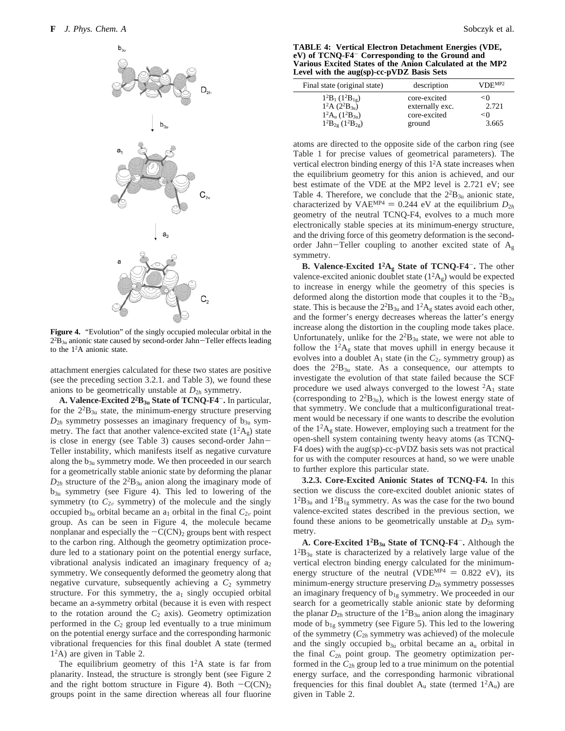**Figure 4.** "Evolution" of the singly occupied molecular orbital in the $2^2B_{3u}$ anionic state caused by second-order Jahn–Teller effects leading to the $1^2A$ anionic state.

attachment energies calculated for these two states are positive (see the preceding section 3.2.1. and Table 3), we found these anions to be geometrically unstable at $D_{2h}$ symmetry.

**A. Valence-Excited $2^2B_{3u}$ State of TCNQ-F4$^-$.** In particular, for the $2^2B_{3u}$ state, the minimum-energy structure preserving $D_{2h}$ symmetry possesses an imaginary frequency of $b_{3u}$ symmetry. The fact that another valence-excited state ($1^2A_g$) state is close in energy (see Table 3) causes second-order Jahn–Teller instability, which manifests itself as negative curvature along the $b_{3u}$ symmetry mode. We then proceeded in our search for a geometrically stable anionic state by deforming the planar $D_{2h}$ structure of the $2^2B_{3u}$ anion along the imaginary mode of $b_{3u}$ symmetry (see Figure 4). This led to lowering of the symmetry (to $C_{2v}$ symmetry) of the molecule and the singly occupied $b_{3u}$ orbital became an $a_1$ orbital in the final $C_{2v}$ point group. As can be seen in Figure 4, the molecule became nonplanar and especially the $-C(CN)_2$ groups bent with respect to the carbon ring. Although the geometry optimization procedure led to a stationary point on the potential energy surface, vibrational analysis indicated an imaginary frequency of $a_2$ symmetry. We consequently deformed the geometry along that negative curvature, subsequently achieving a $C_2$ symmetry structure. For this symmetry, the $a_1$ singly occupied orbital became an a-symmetry orbital (because it is even with respect to the rotation around the $C_2$ axis). Geometry optimization performed in the $C_2$ group led eventually to a true minimum on the potential energy surface and the corresponding harmonic vibrational frequencies for this final doublet A state (termed $1^2A$) are given in Table 2.

The equilibrium geometry of this $1^2A$ state is far from planarity. Instead, the structure is strongly bent (see Figure 2 and the right bottom structure in Figure 4). Both $-C(CN)_2$ groups point in the same direction whereas all four fluorine

**TABLE 4: Vertical Electron Detachment Energies (VDE, eV) of TCNQ-F4$^-$ Corresponding to the Ground and Various Excited States of the Anion Calculated at the MP2 Level with the aug(sp)-cc-pVDZ Basis Sets**

| Final state (original state) | description | VDE$^{MP2}$ |
|---|---|---|
| $1^2B_1$ ($1^2B_{1g}$) | core-excited | <0 |
| $1^2A$ ($2^2B_{3u}$) | externally exc. | 2.721 |
| $1^2A_u$ ($1^2B_{3u}$) | core-excited | <0 |
| $1^2B_{2g}$ ($1^2B_{2g}$) | ground | 3.665 |

atoms are directed to the opposite side of the carbon ring (see Table 1 for precise values of geometrical parameters). The vertical electron binding energy of this $1^2A$ state increases when the equilibrium geometry for this anion is achieved, and our best estimate of the VDE at the MP2 level is 2.721 eV; see Table 4. Therefore, we conclude that the $2^2B_{3u}$ anionic state, characterized by VAE$^{MP4}$ = 0.244 eV at the equilibrium $D_{2h}$ geometry of the neutral TCNQ-F4, evolves to a much more electronically stable species at its minimum-energy structure, and the driving force of this geometry deformation is the second-order Jahn–Teller coupling to another excited state of $A_g$ symmetry.

**B. Valence-Excited $1^2A_g$ State of TCNQ-F4$^-$.** The other valence-excited anionic doublet state ($1^2A_g$) would be expected to increase in energy while the geometry of this species is deformed along the distortion mode that couples it to the $^2B_{2u}$ state. This is because the $2^2B_{3u}$ and $1^2A_g$ states avoid each other, and the former's energy decreases whereas the latter's energy increase along the distortion in the coupling mode takes place. Unfortunately, unlike for the $2^2B_{3u}$ state, we were not able to follow the $1^2A_g$ state that moves uphill in energy because it evolves into a doublet $A_1$ state (in the $C_{2v}$ symmetry group) as does the $2^2B_{3u}$ state. As a consequence, our attempts to investigate the evolution of that state failed because the SCF procedure we used always converged to the lowest $^2A_1$ state (corresponding to $2^2B_{3u}$), which is the lowest energy state of that symmetry. We conclude that a multiconfigurational treatment would be necessary if one wants to describe the evolution of the $1^2A_g$ state. However, employing such a treatment for the open-shell system containing twenty heavy atoms (as TCNQ-F4 does) with the aug(sp)-cc-pVDZ basis sets was not practical for us with the computer resources at hand, so we were unable to further explore this particular state.

**3.2.3. Core-Excited Anionic States of TCNQ-F4.** In this section we discuss the core-excited doublet anionic states of $1^2B_{3u}$ and $1^2B_{1g}$ symmetry. As was the case for the two bound valence-excited states described in the previous section, we found these anions to be geometrically unstable at $D_{2h}$ symmetry.

**A. Core-Excited $1^2B_{3u}$ State of TCNQ-F4$^-$.** Although the $1^2B_{3u}$ state is characterized by a relatively large value of the vertical electron binding energy calculated for the minimum-energy structure of the neutral (VDE$^{MP4}$ = 0.822 eV), its minimum-energy structure preserving $D_{2h}$ symmetry possesses an imaginary frequency of $b_{1g}$ symmetry. We proceeded in our search for a geometrically stable anionic state by deforming the planar $D_{2h}$ structure of the $1^2B_{3u}$ anion along the imaginary mode of $b_{1g}$ symmetry (see Figure 5). This led to the lowering of the symmetry ($C_{2h}$ symmetry was achieved) of the molecule and the singly occupied $b_{3u}$ orbital became an $a_u$ orbital in the final $C_{2h}$ point group. The geometry optimization performed in the $C_{2h}$ group led to a true minimum on the potential energy surface, and the corresponding harmonic vibrational frequencies for this final doublet $A_u$ state (termed $1^2A_u$) are given in Table 2.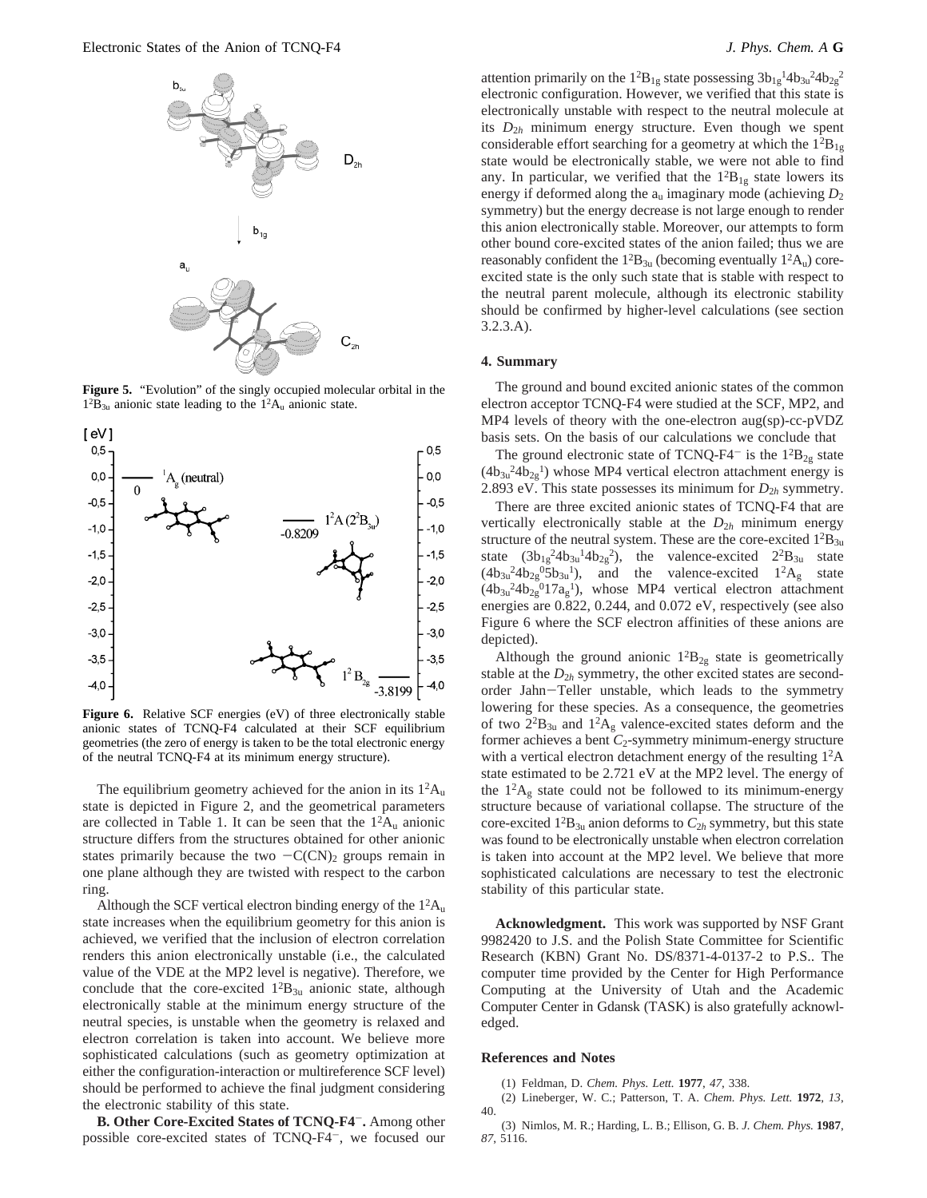**Figure 5.** "Evolution" of the singly occupied molecular orbital in the $1^2B_{3u}$ anionic state leading to the $1^2A_u$ anionic state.

**Figure 6.** Relative SCF energies (eV) of three electronically stable anionic states of TCNQ-F4 calculated at their SCF equilibrium geometries (the zero of energy is taken to be the total electronic energy of the neutral TCNQ-F4 at its minimum energy structure).

The equilibrium geometry achieved for the anion in its $1^2A_u$ state is depicted in Figure 2, and the geometrical parameters are collected in Table 1. It can be seen that the $1^2A_u$ anionic structure differs from the structures obtained for other anionic states primarily because the two $-C(CN)_2$ groups remain in one plane although they are twisted with respect to the carbon ring.

Although the SCF vertical electron binding energy of the $1^2A_u$ state increases when the equilibrium geometry for this anion is achieved, we verified that the inclusion of electron correlation renders this anion electronically unstable (i.e., the calculated value of the VDE at the MP2 level is negative). Therefore, we conclude that the core-excited $1^2B_{3u}$ anionic state, although electronically stable at the minimum energy structure of the neutral species, is unstable when the geometry is relaxed and electron correlation is taken into account. We believe more sophisticated calculations (such as geometry optimization at either the configuration-interaction or multireference SCF level) should be performed to achieve the final judgment considering the electronic stability of this state.

**B. Other Core-Excited States of TCNQ-F4$^-$.** Among other possible core-excited states of TCNQ-F4$^-$, we focused our attention primarily on the $1^2B_{1g}$ state possessing $3b_{1g}{}^1 4b_{3u}{}^2 4b_{2g}{}^2$ electronic configuration. However, we verified that this state is electronically unstable with respect to the neutral molecule at its $D_{2h}$ minimum energy structure. Even though we spent considerable effort searching for a geometry at which the $1^2B_{1g}$ state would be electronically stable, we were not able to find any. In particular, we verified that the $1^2B_{1g}$ state lowers its energy if deformed along the $a_u$ imaginary mode (achieving $D_2$ symmetry) but the energy decrease is not large enough to render this anion electronically stable. Moreover, our attempts to form other bound core-excited states of the anion failed; thus we are reasonably confident the $1^2B_{3u}$ (becoming eventually $1^2A_u$) core-excited state is the only such state that is stable with respect to the neutral parent molecule, although its electronic stability should be confirmed by higher-level calculations (see section 3.2.3.A).

## 4. Summary

The ground and bound excited anionic states of the common electron acceptor TCNQ-F4 were studied at the SCF, MP2, and MP4 levels of theory with the one-electron aug(sp)-cc-pVDZ basis sets. On the basis of our calculations we conclude that

The ground electronic state of TCNQ-F4$^-$ is the $1^2B_{2g}$ state ($4b_{3u}{}^2 4b_{2g}{}^1$) whose MP4 vertical electron attachment energy is 2.893 eV. This state possesses its minimum for $D_{2h}$ symmetry.

There are three excited anionic states of TCNQ-F4 that are vertically electronically stable at the $D_{2h}$ minimum energy structure of the neutral system. These are the core-excited $1^2B_{3u}$ state ($3b_{1g}{}^2 4b_{3u}{}^1 4b_{2g}{}^2$), the valence-excited $2^2B_{3u}$ state ($4b_{3u}{}^2 4b_{2g}{}^0 5b_{3u}{}^1$), and the valence-excited $1^2A_g$ state ($4b_{3u}{}^2 4b_{2g}{}^0 17a_g{}^1$), whose MP4 vertical electron attachment energies are 0.822, 0.244, and 0.072 eV, respectively (see also Figure 6 where the SCF electron affinities of these anions are depicted).

Although the ground anionic $1^2B_{2g}$ state is geometrically stable at the $D_{2h}$ symmetry, the other excited states are second-order Jahn–Teller unstable, which leads to the symmetry lowering for these species. As a consequence, the geometries of two $2^2B_{3u}$ and $1^2A_g$ valence-excited states deform and the former achieves a bent $C_2$-symmetry minimum-energy structure with a vertical electron detachment energy of the resulting $1^2A$ state estimated to be 2.721 eV at the MP2 level. The energy of the $1^2A_g$ state could not be followed to its minimum-energy structure because of variational collapse. The structure of the core-excited $1^2B_{3u}$ anion deforms to $C_{2h}$ symmetry, but this state was found to be electronically unstable when electron correlation is taken into account at the MP2 level. We believe that more sophisticated calculations are necessary to test the electronic stability of this particular state.

**Acknowledgment.** This work was supported by NSF Grant 9982420 to J.S. and the Polish State Committee for Scientific Research (KBN) Grant No. DS/8371-4-0137-2 to P.S.. The computer time provided by the Center for High Performance Computing at the University of Utah and the Academic Computer Center in Gdansk (TASK) is also gratefully acknowledged.

## References and Notes

(1) Feldman, D. *Chem. Phys. Lett.* **1977**, *47*, 338.

(2) Lineberger, W. C.; Patterson, T. A. *Chem. Phys. Lett.* **1972**, *13*, 40.

(3) Nimlos, M. R.; Harding, L. B.; Ellison, G. B. *J. Chem. Phys.* **1987**, *87*, 5116.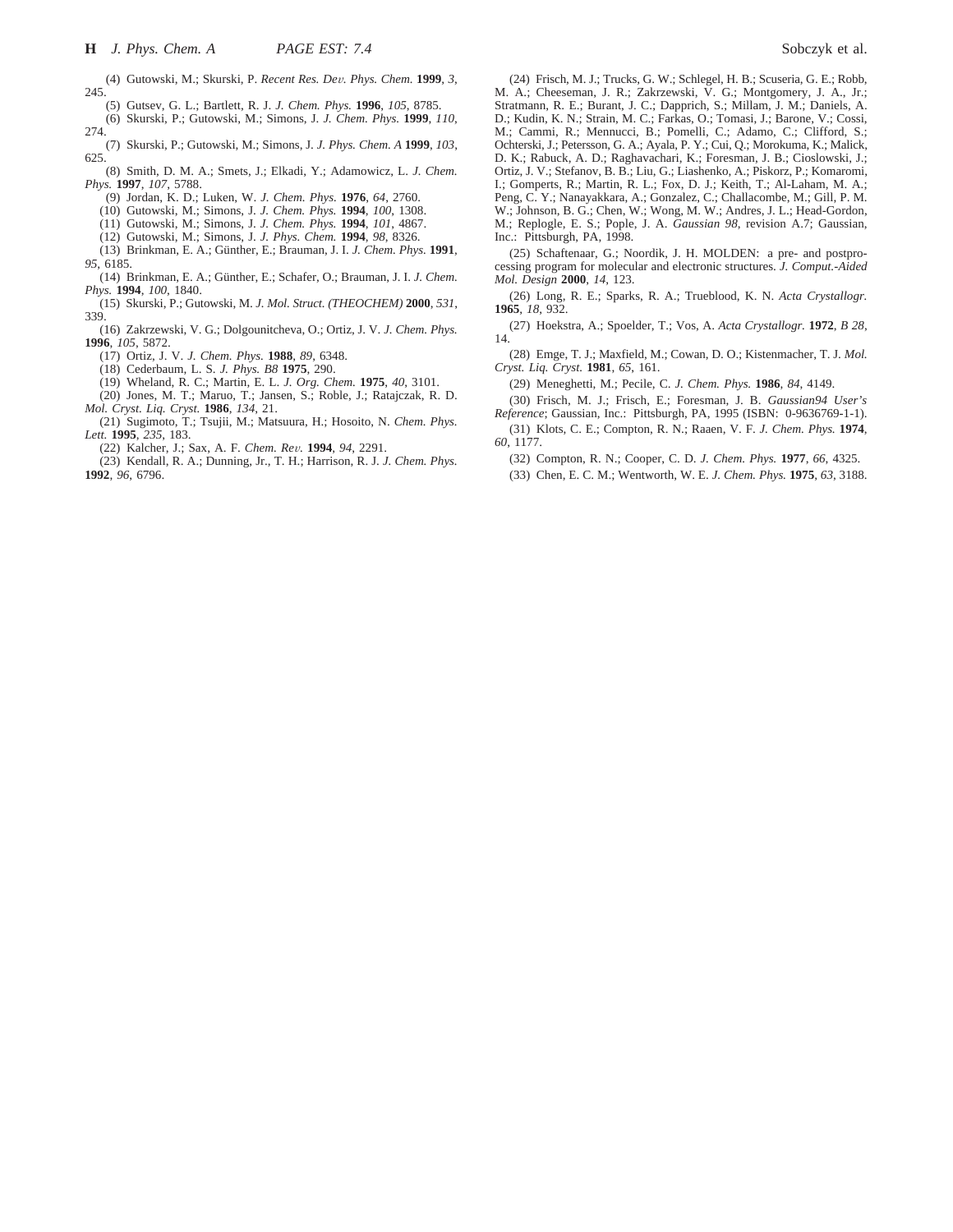(4) Gutowski, M.; Skurski, P. *Recent Res. Dev. Phys. Chem.* **1999**, *3*, 245.

(5) Gutsev, G. L.; Bartlett, R. J. *J. Chem. Phys.* **1996**, *105*, 8785.

(6) Skurski, P.; Gutowski, M.; Simons, J. *J. Chem. Phys.* **1999**, *110*, 274.

(7) Skurski, P.; Gutowski, M.; Simons, J. *J. Phys. Chem. A* **1999**, *103*, 625.

(8) Smith, D. M. A.; Smets, J.; Elkadi, Y.; Adamowicz, L. *J. Chem. Phys.* **1997**, *107*, 5788.

(9) Jordan, K. D.; Luken, W. *J. Chem. Phys.* **1976**, *64*, 2760.

(10) Gutowski, M.; Simons, J. *J. Chem. Phys.* **1994**, *100*, 1308.

(11) Gutowski, M.; Simons, J. *J. Chem. Phys.* **1994**, *101*, 4867.

(12) Gutowski, M.; Simons, J. *J. Phys. Chem.* **1994**, *98*, 8326.

(13) Brinkman, E. A.; Günther, E.; Brauman, J. I. *J. Chem. Phys.* **1991**, *95*, 6185.

(14) Brinkman, E. A.; Günther, E.; Schafer, O.; Brauman, J. I. *J. Chem. Phys.* **1994**, *100*, 1840.

(15) Skurski, P.; Gutowski, M. *J. Mol. Struct. (THEOCHEM)* **2000**, *531*, 339.

(16) Zakrzewski, V. G.; Dolgounitcheva, O.; Ortiz, J. V. *J. Chem. Phys.* **1996**, *105*, 5872.

(17) Ortiz, J. V. *J. Chem. Phys.* **1988**, *89*, 6348.

(18) Cederbaum, L. S. *J. Phys. B8* **1975**, 290.

(19) Wheland, R. C.; Martin, E. L. *J. Org. Chem.* **1975**, *40*, 3101.

(20) Jones, M. T.; Maruo, T.; Jansen, S.; Roble, J.; Ratajczak, R. D. *Mol. Cryst. Liq. Cryst.* **1986**, *134*, 21.

(21) Sugimoto, T.; Tsujii, M.; Matsuura, H.; Hosoito, N. *Chem. Phys. Lett.* **1995**, *235*, 183.

(22) Kalcher, J.; Sax, A. F. *Chem. Rev.* **1994**, *94*, 2291.

(23) Kendall, R. A.; Dunning, Jr., T. H.; Harrison, R. J. *J. Chem. Phys.* **1992**, *96*, 6796.

(24) Frisch, M. J.; Trucks, G. W.; Schlegel, H. B.; Scuseria, G. E.; Robb, M. A.; Cheeseman, J. R.; Zakrzewski, V. G.; Montgomery, J. A., Jr.; Stratmann, R. E.; Burant, J. C.; Dapprich, S.; Millam, J. M.; Daniels, A. D.; Kudin, K. N.; Strain, M. C.; Farkas, O.; Tomasi, J.; Barone, V.; Cossi, M.; Cammi, R.; Mennucci, B.; Pomelli, C.; Adamo, C.; Clifford, S.; Ochterski, J.; Petersson, G. A.; Ayala, P. Y.; Cui, Q.; Morokuma, K.; Malick, D. K.; Rabuck, A. D.; Raghavachari, K.; Foresman, J. B.; Cioslowski, J.; Ortiz, J. V.; Stefanov, B. B.; Liu, G.; Liashenko, A.; Piskorz, P.; Komaromi, I.; Gomperts, R.; Martin, R. L.; Fox, D. J.; Keith, T.; Al-Laham, M. A.; Peng, C. Y.; Nanayakkara, A.; Gonzalez, C.; Challacombe, M.; Gill, P. M. W.; Johnson, B. G.; Chen, W.; Wong, M. W.; Andres, J. L.; Head-Gordon, M.; Replogle, E. S.; Pople, J. A. *Gaussian 98*, revision A.7; Gaussian, Inc.: Pittsburgh, PA, 1998.

(25) Schaftenaar, G.; Noordik, J. H. MOLDEN: a pre- and postprocessing program for molecular and electronic structures. *J. Comput.-Aided Mol. Design* **2000**, *14*, 123.

(26) Long, R. E.; Sparks, R. A.; Trueblood, K. N. *Acta Crystallogr.* **1965**, *18*, 932.

(27) Hoekstra, A.; Spoelder, T.; Vos, A. *Acta Crystallogr.* **1972**, *B 28*, 14.

(28) Emge, T. J.; Maxfield, M.; Cowan, D. O.; Kistenmacher, T. J. *Mol. Cryst. Liq. Cryst.* **1981**, *65*, 161.

(29) Meneghetti, M.; Pecile, C. *J. Chem. Phys.* **1986**, *84*, 4149.

(30) Frisch, M. J.; Frisch, E.; Foresman, J. B. *Gaussian94 User's Reference*; Gaussian, Inc.: Pittsburgh, PA, 1995 (ISBN: 0-9636769-1-1).

(31) Klots, C. E.; Compton, R. N.; Raaen, V. F. *J. Chem. Phys.* **1974**, *60*, 1177.

(32) Compton, R. N.; Cooper, C. D. *J. Chem. Phys.* **1977**, *66*, 4325.

(33) Chen, E. C. M.; Wentworth, W. E. *J. Chem. Phys.* **1975**, *63*, 3188.